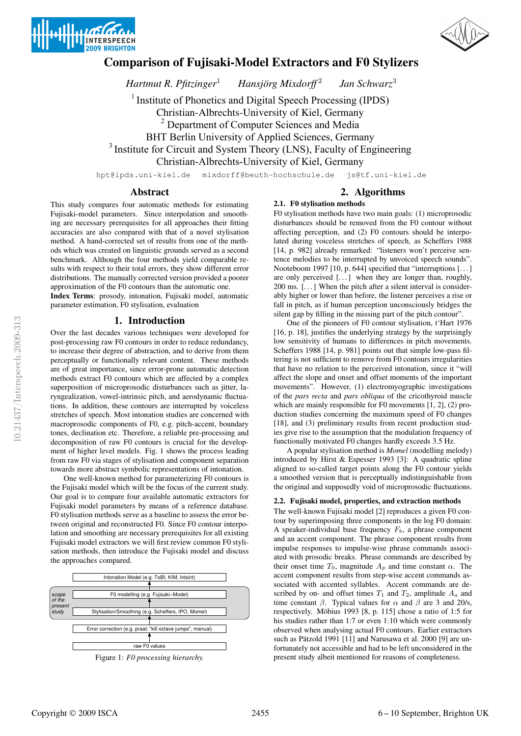# Comparison of Fujisaki-Model Extractors and F0 Stylizers

*Hartmut R. Pfitzinger*[1] *Hansjörg Mixdorff*[2] *Jan Schwarz*[3]

[1] Institute of Phonetics and Digital Speech Processing (IPDS)
Christian-Albrechts-University of Kiel, Germany
[2] Department of Computer Sciences and Media
BHT Berlin University of Applied Sciences, Germany
[3] Institute for Circuit and System Theory (LNS), Faculty of Engineering
Christian-Albrechts-University of Kiel, Germany

hpt@ipds.uni-kiel.de mixdorff@beuth-hochschule.de js@tf.uni-kiel.de

## Abstract

This study compares four automatic methods for estimating Fujisaki-model parameters. Since interpolation and smoothing are necessary prerequisites for all approaches their fitting accuracies are also compared with that of a novel stylisation method. A hand-corrected set of results from one of the methods which was created on linguistic grounds served as a second benchmark. Although the four methods yield comparable results with respect to their total errors, they show different error distributions. The manually corrected version provided a poorer approximation of the F0 contours than the automatic one.

**Index Terms**: prosody, intonation, Fujisaki model, automatic parameter estimation, F0 stylisation, evaluation

## 1. Introduction

Over the last decades various techniques were developed for post-processing raw F0 contours in order to reduce redundancy, to increase their degree of abstraction, and to derive from them perceptually or functionally relevant content. These methods are of great importance, since error-prone automatic detection methods extract F0 contours which are affected by a complex superposition of microprosodic disturbances such as jitter, laryngealization, vowel-intrinsic pitch, and aerodynamic fluctuations. In addition, these contours are interrupted by voiceless stretches of speech. Most intonation studies are concerned with macroprosodic components of F0, e.g. pitch-accent, boundary tones, declination etc. Therefore, a reliable pre-processing and decomposition of raw F0 contours is crucial for the development of higher level models. Fig. 1 shows the process leading from raw F0 via stages of stylisation and component separation towards more abstract symbolic representations of intonation.

One well-known method for parameterizing F0 contours is the Fujisaki model which will be the focus of the current study. Our goal is to compare four available automatic extractors for Fujisaki model parameters by means of a reference database. F0 stylisation methods serve as a baseline to assess the error between original and reconstructed F0. Since F0 contour interpolation and smoothing are necessary prerequisites for all existing Fujisaki model extractors we will first review common F0 stylisation methods, then introduce the Fujisaki model and discuss the approaches compared.

Intonation Model (e.g. ToBI, KIM, Intsint)
↑
F0 modelling (e.g. Fujisaki–Model)
↑
Stylisation/Smoothing (e.g. Scheffers, IPO, Momel)
↑
Error correction (e.g. praat: "kill octave jumps", manual)
↑
raw F0 values

(scope of the present study: F0 modelling and Stylisation/Smoothing)

Figure 1: *F0 processing hierarchy.*

## 2. Algorithms

### 2.1. F0 stylisation methods

F0 stylisation methods have two main goals: (1) microprosodic disturbances should be removed from the F0 contour without affecting perception, and (2) F0 contours should be interpolated during voiceless stretches of speech, as Scheffers 1988 [14, p. 982] already remarked: "listeners won't perceive sentence melodies to be interrupted by unvoiced speech sounds". Nooteboom 1997 [10, p. 644] specified that "interruptions [...] are only perceived [...] when they are longer than, roughly, 200 ms. [...] When the pitch after a silent interval is considerably higher or lower than before, the listener perceives a rise or fall in pitch, as if human perception unconsciously bridges the silent gap by filling in the missing part of the pitch contour".

One of the pioneers of F0 contour stylisation, t'Hart 1976 [16, p. 18], justifies the underlying strategy by the surprisingly low sensitivity of humans to differences in pitch movements. Scheffers 1988 [14, p. 981] points out that simple low-pass filtering is not sufficient to remove from F0 contours irregularities that have no relation to the perceived intonation, since it "will affect the slope and onset and offset moments of the important movements". However, (1) electromyographic investigations of the *pars recta* and *pars obliqua* of the cricothyroid muscle which are mainly responsible for F0 movements [1, 2], (2) production studies concerning the maximum speed of F0 changes [18], and (3) preliminary results from recent production studies give rise to the assumption that the modulation frequency of functionally motivated F0 changes hardly exceeds 3.5 Hz.

A popular stylisation method is *Momel* (modelling melody) introduced by Hirst & Espesser 1993 [3]: A quadratic spline aligned to so-called target points along the F0 contour yields a smoothed version that is perceptually indistinguishable from the original and supposedly void of microprosodic fluctuations.

### 2.2. Fujisaki model, properties, and extraction methods

The well-known Fujisaki model [2] reproduces a given F0 contour by superimposing three components in the log F0 domain: A speaker-individual base frequency $F_b$, a phrase component and an accent component. The phrase component results from impulse responses to impulse-wise phrase commands associated with prosodic breaks. Phrase commands are described by their onset time $T_0$, magnitude $A_p$ and time constant $\alpha$. The accent component results from step-wise accent commands associated with accented syllables. Accent commands are described by on- and offset times $T_1$ and $T_2$, amplitude $A_a$ and time constant $\beta$. Typical values for $\alpha$ and $\beta$ are 3 and 20/s, respectively. Möbius 1993 [8, p. 115] chose a ratio of 1:5 for his studies rather than 1:7 or even 1:10 which were commonly observed when analysing actual F0 contours. Earlier extractors such as Pätzold 1991 [11] and Narusawa et al. 2000 [9] are unfortunately not accessible and had to be left unconsidered in the present study albeit mentioned for reasons of completeness.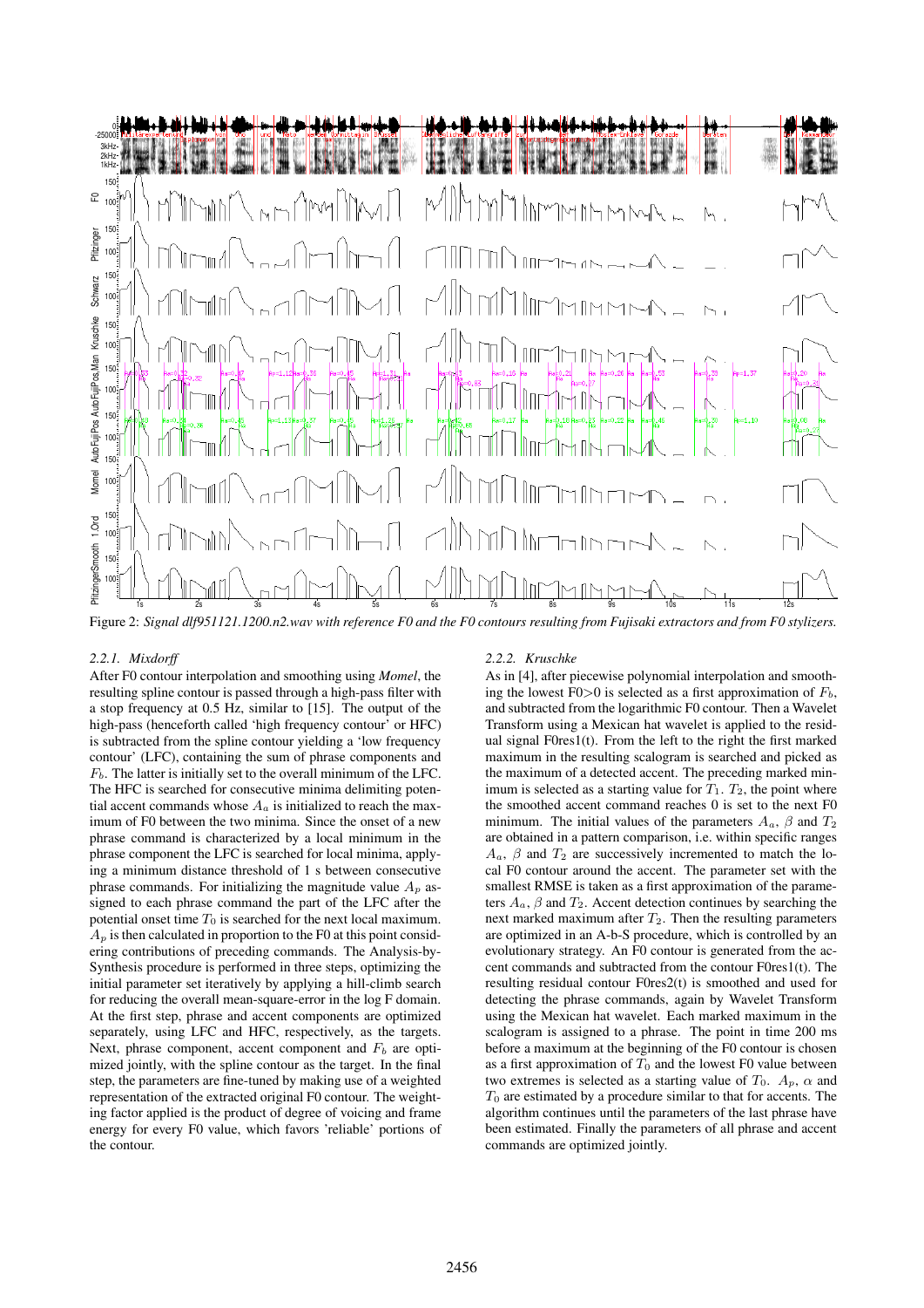Figure 2: *Signal dlf951121.1200.n2.wav with reference F0 and the F0 contours resulting from Fujisaki extractors and from F0 stylizers.*

### 2.2.1. Mixdorff

After F0 contour interpolation and smoothing using *Momel*, the resulting spline contour is passed through a high-pass filter with a stop frequency at 0.5 Hz, similar to [15]. The output of the high-pass (henceforth called 'high frequency contour' or HFC) is subtracted from the spline contour yielding a 'low frequency contour' (LFC), containing the sum of phrase components and $F_b$. The latter is initially set to the overall minimum of the LFC. The HFC is searched for consecutive minima delimiting potential accent commands whose $A_a$ is initialized to reach the maximum of F0 between the two minima. Since the onset of a new phrase command is characterized by a local minimum in the phrase component the LFC is searched for local minima, applying a minimum distance threshold of 1 s between consecutive phrase commands. For initializing the magnitude value $A_p$ assigned to each phrase command the part of the LFC after the potential onset time $T_0$ is searched for the next local maximum. $A_p$ is then calculated in proportion to the F0 at this point considering contributions of preceding commands. The Analysis-by-Synthesis procedure is performed in three steps, optimizing the initial parameter set iteratively by applying a hill-climb search for reducing the overall mean-square-error in the log F domain. At the first step, phrase and accent components are optimized separately, using LFC and HFC, respectively, as the targets. Next, phrase component, accent component and $F_b$ are optimized jointly, with the spline contour as the target. In the final step, the parameters are fine-tuned by making use of a weighted representation of the extracted original F0 contour. The weighting factor applied is the product of degree of voicing and frame energy for every F0 value, which favors 'reliable' portions of the contour.

### 2.2.2. Kruschke

As in [4], after piecewise polynomial interpolation and smoothing the lowest F0>0 is selected as a first approximation of $F_b$, and subtracted from the logarithmic F0 contour. Then a Wavelet Transform using a Mexican hat wavelet is applied to the residual signal F0res1(t). From the left to the right the first marked maximum in the resulting scalogram is searched and picked as the maximum of a detected accent. The preceding marked minimum is selected as a starting value for $T_1$. $T_2$, the point where the smoothed accent command reaches 0 is set to the next F0 minimum. The initial values of the parameters $A_a$, $\beta$ and $T_2$ are obtained in a pattern comparison, i.e. within specific ranges $A_a$, $\beta$ and $T_2$ are successively incremented to match the local F0 contour around the accent. The parameter set with the smallest RMSE is taken as a first approximation of the parameters $A_a$, $\beta$ and $T_2$. Accent detection continues by searching the next marked maximum after $T_2$. Then the resulting parameters are optimized in an A-b-S procedure, which is controlled by an evolutionary strategy. An F0 contour is generated from the accent commands and subtracted from the contour F0res1(t). The resulting residual contour F0res2(t) is smoothed and used for detecting the phrase commands, again by Wavelet Transform using the Mexican hat wavelet. Each marked maximum in the scalogram is assigned to a phrase. The point in time 200 ms before a maximum at the beginning of the F0 contour is chosen as a first approximation of $T_0$ and the lowest F0 value between two extremes is selected as a starting value of $T_0$. $A_p$, $\alpha$ and $T_0$ are estimated by a procedure similar to that for accents. The algorithm continues until the parameters of the last phrase have been estimated. Finally the parameters of all phrase and accent commands are optimized jointly.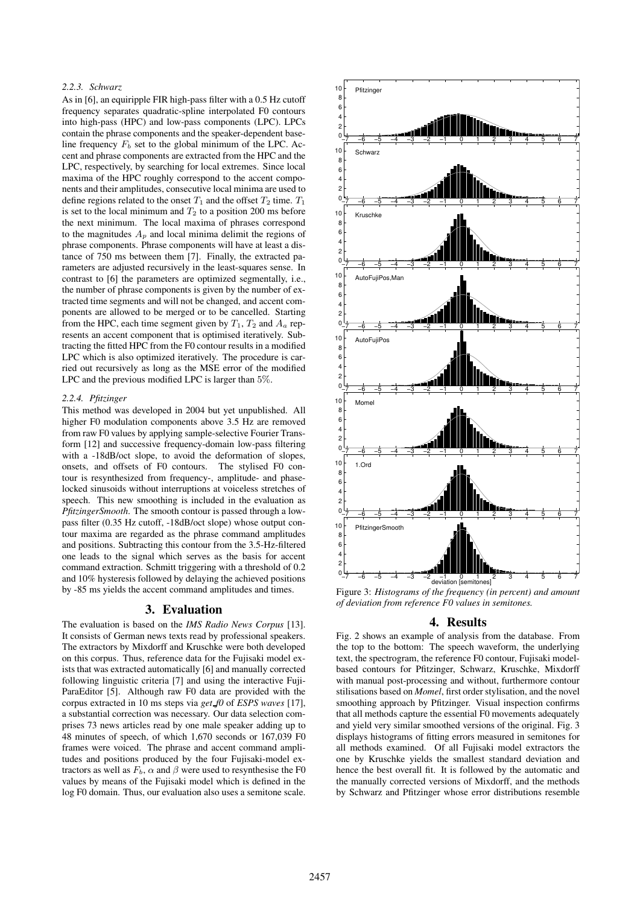#### 2.2.3. Schwarz

As in [6], an equiripple FIR high-pass filter with a 0.5 Hz cutoff frequency separates quadratic-spline interpolated F0 contours into high-pass (HPC) and low-pass components (LPC). LPCs contain the phrase components and the speaker-dependent baseline frequency $F_b$ set to the global minimum of the LPC. Accent and phrase components are extracted from the HPC and the LPC, respectively, by searching for local extremes. Since local maxima of the HPC roughly correspond to the accent components and their amplitudes, consecutive local minima are used to define regions related to the onset $T_1$ and the offset $T_2$ time. $T_1$ is set to the local minimum and $T_2$ to a position 200 ms before the next minimum. The local maxima of phrases correspond to the magnitudes $A_p$ and local minima delimit the regions of phrase components. Phrase components will have at least a distance of 750 ms between them [7]. Finally, the extracted parameters are adjusted recursively in the least-squares sense. In contrast to [6] the parameters are optimized segmentally, i.e., the number of phrase components is given by the number of extracted time segments and will not be changed, and accent components are allowed to be merged or to be cancelled. Starting from the HPC, each time segment given by $T_1$, $T_2$ and $A_a$ represents an accent component that is optimised iteratively. Subtracting the fitted HPC from the F0 contour results in a modified LPC which is also optimized iteratively. The procedure is carried out recursively as long as the MSE error of the modified LPC and the previous modified LPC is larger than 5%.

#### 2.2.4. Pfitzinger

This method was developed in 2004 but yet unpublished. All higher F0 modulation components above 3.5 Hz are removed from raw F0 values by applying sample-selective Fourier Transform [12] and successive frequency-domain low-pass filtering with a -18dB/oct slope, to avoid the deformation of slopes, onsets, and offsets of F0 contours. The stylised F0 contour is resynthesized from frequency-, amplitude- and phase-locked sinusoids without interruptions at voiceless stretches of speech. This new smoothing is included in the evaluation as *PfitzingerSmooth*. The smooth contour is passed through a low-pass filter (0.35 Hz cutoff, -18dB/oct slope) whose output contour maxima are regarded as the phrase command amplitudes and positions. Subtracting this contour from the 3.5-Hz-filtered one leads to the signal which serves as the basis for accent command extraction. Schmitt triggering with a threshold of 0.2 and 10% hysteresis followed by delaying the achieved positions by -85 ms yields the accent command amplitudes and times.

## 3. Evaluation

The evaluation is based on the *IMS Radio News Corpus* [13]. It consists of German news texts read by professional speakers. The extractors by Mixdorff and Kruschke were both developed on this corpus. Thus, reference data for the Fujisaki model exists that was extracted automatically [6] and manually corrected following linguistic criteria [7] and using the interactive FujiParaEditor [5]. Although raw F0 data are provided with the corpus extracted in 10 ms steps via *get_f0* of *ESPS waves* [17], a substantial correction was necessary. Our data selection comprises 73 news articles read by one male speaker adding up to 48 minutes of speech, of which 1,670 seconds or 167,039 F0 frames were voiced. The phrase and accent command amplitudes and positions produced by the four Fujisaki-model extractors as well as $F_b$, $\alpha$ and $\beta$ were used to resynthesise the F0 values by means of the Fujisaki model which is defined in the log F0 domain. Thus, our evaluation also uses a semitone scale.

Figure 3: *Histograms of the frequency (in percent) and amount of deviation from reference F0 values in semitones.*

## 4. Results

Fig. 2 shows an example of analysis from the database. From the top to the bottom: The speech waveform, the underlying text, the spectrogram, the reference F0 contour, Fujisaki model-based contours for Pfitzinger, Schwarz, Kruschke, Mixdorff with manual post-processing and without, furthermore contour stilisations based on *Momel*, first order stylisation, and the novel smoothing approach by Pfitzinger. Visual inspection confirms that all methods capture the essential F0 movements adequately and yield very similar smoothed versions of the original. Fig. 3 displays histograms of fitting errors measured in semitones for all methods examined. Of all Fujisaki model extractors the one by Kruschke yields the smallest standard deviation and hence the best overall fit. It is followed by the automatic and the manually corrected versions of Mixdorff, and the methods by Schwarz and Pfitzinger whose error distributions resemble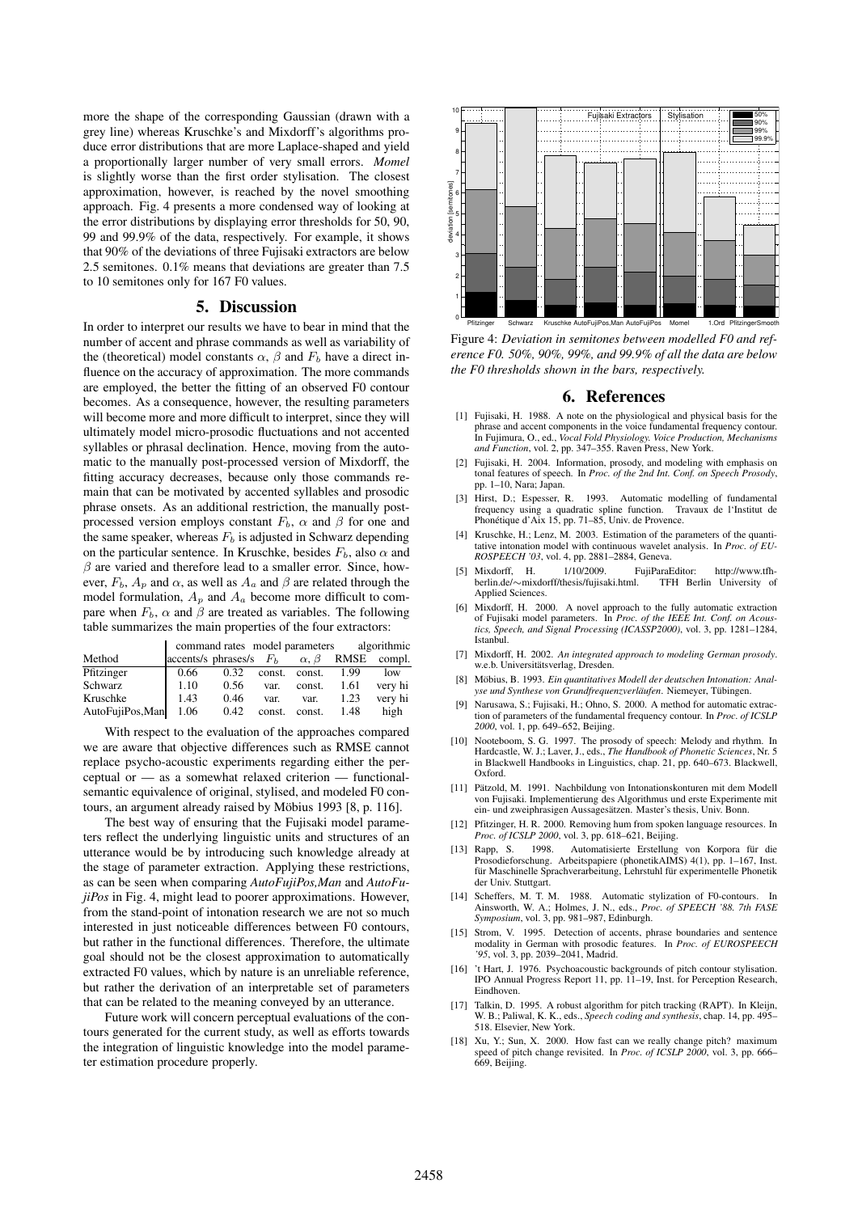more the shape of the corresponding Gaussian (drawn with a grey line) whereas Kruschke's and Mixdorff's algorithms produce error distributions that are more Laplace-shaped and yield a proportionally larger number of very small errors. *Momel* is slightly worse than the first order stylisation. The closest approximation, however, is reached by the novel smoothing approach. Fig. 4 presents a more condensed way of looking at the error distributions by displaying error thresholds for 50, 90, 99 and 99.9% of the data, respectively. For example, it shows that 90% of the deviations of three Fujisaki extractors are below 2.5 semitones. 0.1% means that deviations are greater than 7.5 to 10 semitones only for 167 F0 values.

## 5. Discussion

In order to interpret our results we have to bear in mind that the number of accent and phrase commands as well as variability of the (theoretical) model constants $\alpha$, $\beta$ and $F_b$ have a direct influence on the accuracy of approximation. The more commands are employed, the better the fitting of an observed F0 contour becomes. As a consequence, however, the resulting parameters will become more and more difficult to interpret, since they will ultimately model micro-prosodic fluctuations and not accented syllables or phrasal declination. Hence, moving from the automatic to the manually post-processed version of Mixdorff, the fitting accuracy decreases, because only those commands remain that can be motivated by accented syllables and prosodic phrase onsets. As an additional restriction, the manually post-processed version employs constant $F_b$, $\alpha$ and $\beta$ for one and the same speaker, whereas $F_b$ is adjusted in Schwarz depending on the particular sentence. In Kruschke, besides $F_b$, also $\alpha$ and $\beta$ are varied and therefore lead to a smaller error. Since, however, $F_b$, $A_p$ and $\alpha$, as well as $A_a$ and $\beta$ are related through the model formulation, $A_p$ and $A_a$ become more difficult to compare when $F_b$, $\alpha$ and $\beta$ are treated as variables. The following table summarizes the main properties of the four extractors:

| | command rates | | model parameters | | algorithmic | |
|---|---|---|---|---|---|---|
| Method | accents/s | phrases/s | $F_b$ | $\alpha, \beta$ | RMSE | compl. |
| Pfitzinger | 0.66 | 0.32 | const. | const. | 1.99 | low |
| Schwarz | 1.10 | 0.56 | var. | const. | 1.61 | very hi |
| Kruschke | 1.43 | 0.46 | var. | var. | 1.23 | very hi |
| AutoFujiPos,Man | 1.06 | 0.42 | const. | const. | 1.48 | high |

With respect to the evaluation of the approaches compared we are aware that objective differences such as RMSE cannot replace psycho-acoustic experiments regarding either the perceptual or — as a somewhat relaxed criterion — functional-semantic equivalence of original, stylised, and modeled F0 contours, an argument already raised by Möbius 1993 [8, p. 116].

The best way of ensuring that the Fujisaki model parameters reflect the underlying linguistic units and structures of an utterance would be by introducing such knowledge already at the stage of parameter extraction. Applying these restrictions, as can be seen when comparing *AutoFujiPos,Man* and *AutoFujiPos* in Fig. 4, might lead to poorer approximations. However, from the stand-point of intonation research we are not so much interested in just noticeable differences between F0 contours, but rather in the functional differences. Therefore, the ultimate goal should not be the closest approximation to automatically extracted F0 values, which by nature is an unreliable reference, but rather the derivation of an interpretable set of parameters that can be related to the meaning conveyed by an utterance.

Future work will concern perceptual evaluations of the contours generated for the current study, as well as efforts towards the integration of linguistic knowledge into the model parameter estimation procedure properly.

Fujisaki Extractors
Stylisation
50%
90%
99%
99.9%
deviation [semitones]
0 1 2 3 4 5 6 7 8 9 10
Pfitzinger Schwarz Kruschke AutoFujiPos,Man AutoFujiPos Momel 1.Ord PfitzingerSmooth

Figure 4: *Deviation in semitones between modelled F0 and reference F0. 50%, 90%, 99%, and 99.9% of all the data are below the F0 thresholds shown in the bars, respectively.*

## 6. References

[1] Fujisaki, H. 1988. A note on the physiological and physical basis for the phrase and accent components in the voice fundamental frequency contour. In Fujimura, O., ed., *Vocal Fold Physiology. Voice Production, Mechanisms and Function*, vol. 2, pp. 347–355. Raven Press, New York.

[2] Fujisaki, H. 2004. Information, prosody, and modeling with emphasis on tonal features of speech. In *Proc. of the 2nd Int. Conf. on Speech Prosody*, pp. 1–10, Nara; Japan.

[3] Hirst, D.; Espesser, R. 1993. Automatic modelling of fundamental frequency using a quadratic spline function. Travaux de l'Institut de Phonétique d'Aix 15, pp. 71–85, Univ. de Provence.

[4] Kruschke, H.; Lenz, M. 2003. Estimation of the parameters of the quantitative intonation model with continuous wavelet analysis. In *Proc. of EUROSPEECH '03*, vol. 4, pp. 2881–2884, Geneva.

[5] Mixdorff, H. 1/10/2009. FujiParaEditor: http://www.tfh-berlin.de/∼mixdorff/thesis/fujisaki.html. TFH Berlin University of Applied Sciences.

[6] Mixdorff, H. 2000. A novel approach to the fully automatic extraction of Fujisaki model parameters. In *Proc. of the IEEE Int. Conf. on Acoustics, Speech, and Signal Processing (ICASSP2000)*, vol. 3, pp. 1281–1284, Istanbul.

[7] Mixdorff, H. 2002. *An integrated approach to modeling German prosody*. w.e.b. Universitätsverlag, Dresden.

[8] Möbius, B. 1993. *Ein quantitatives Modell der deutschen Intonation: Analyse und Synthese von Grundfrequenzverläufen*. Niemeyer, Tübingen.

[9] Narusawa, S.; Fujisaki, H.; Ohno, S. 2000. A method for automatic extraction of parameters of the fundamental frequency contour. In *Proc. of ICSLP 2000*, vol. 1, pp. 649–652, Beijing.

[10] Nooteboom, S. G. 1997. The prosody of speech: Melody and rhythm. In Hardcastle, W. J.; Laver, J., eds., *The Handbook of Phonetic Sciences*, Nr. 5 in Blackwell Handbooks in Linguistics, chap. 21, pp. 640–673. Blackwell, Oxford.

[11] Pätzold, M. 1991. Nachbildung von Intonationskonturen mit dem Modell von Fujisaki. Implementierung des Algorithmus und erste Experimente mit ein- und zweiphrasigen Aussagesätzen. Master's thesis, Univ. Bonn.

[12] Pfitzinger, H. R. 2000. Removing hum from spoken language resources. In *Proc. of ICSLP 2000*, vol. 3, pp. 618–621, Beijing.

[13] Rapp, S. 1998. Automatisierte Erstellung von Korpora für die Prosodieforschung. Arbeitspapiere (phonetikAIMS) 4(1), pp. 1–167, Inst. für Maschinelle Sprachverarbeitung, Lehrstuhl für experimentelle Phonetik der Univ. Stuttgart.

[14] Scheffers, M. T. M. 1988. Automatic stylization of F0-contours. In Ainsworth, W. A.; Holmes, J. N., eds., *Proc. of SPEECH '88. 7th FASE Symposium*, vol. 3, pp. 981–987, Edinburgh.

[15] Strom, V. 1995. Detection of accents, phrase boundaries and sentence modality in German with prosodic features. In *Proc. of EUROSPEECH '95*, vol. 3, pp. 2039–2041, Madrid.

[16] 't Hart, J. 1976. Psychoacoustic backgrounds of pitch contour stylisation. IPO Annual Progress Report 11, pp. 11–19, Inst. for Perception Research, Eindhoven.

[17] Talkin, D. 1995. A robust algorithm for pitch tracking (RAPT). In Kleijn, W. B.; Paliwal, K. K., eds., *Speech coding and synthesis*, chap. 14, pp. 495–518. Elsevier, New York.

[18] Xu, Y.; Sun, X. 2000. How fast can we really change pitch? maximum speed of pitch change revisited. In *Proc. of ICSLP 2000*, vol. 3, pp. 666–669, Beijing.